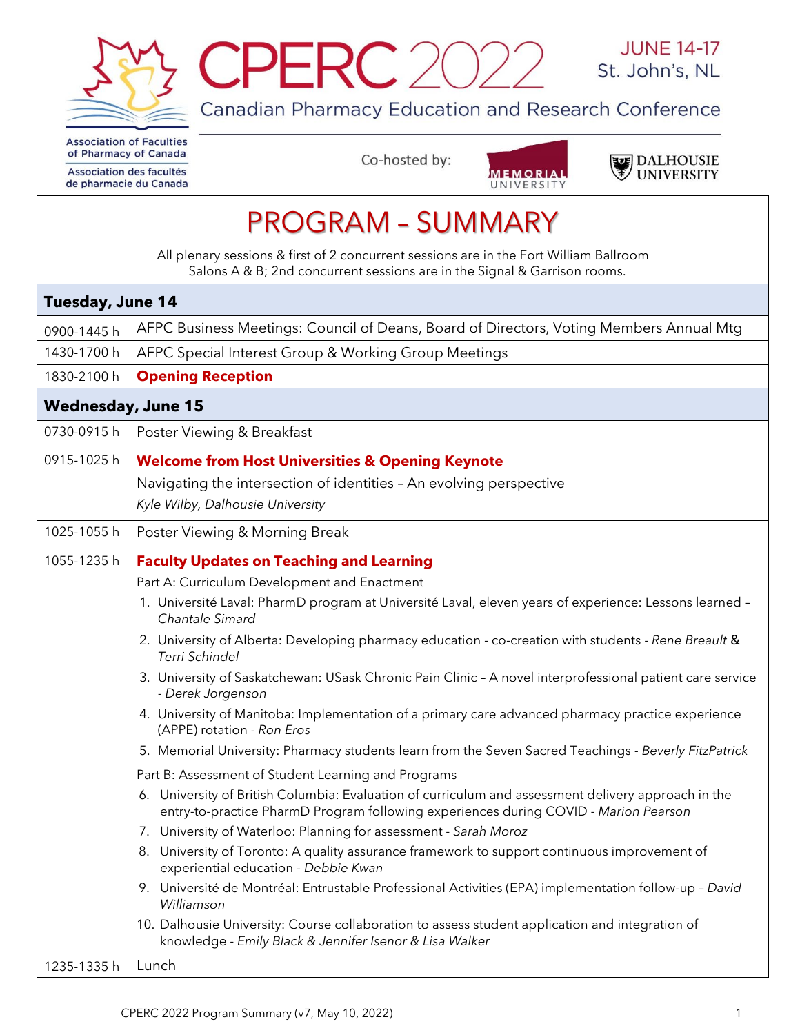# CPERC 2022

JUNE 14-17
St. John's, NL

Canadian Pharmacy Education and Research Conference

Association of Faculties of Pharmacy of Canada
Association des facultés de pharmacie du Canada

Co-hosted by: Memorial University, Dalhousie University

## PROGRAM – SUMMARY

All plenary sessions & first of 2 concurrent sessions are in the Fort William Ballroom Salons A & B; 2nd concurrent sessions are in the Signal & Garrison rooms.

| **Tuesday, June 14** | |
|---|---|
| 0900-1445 h | AFPC Business Meetings: Council of Deans, Board of Directors, Voting Members Annual Mtg |
| 1430-1700 h | AFPC Special Interest Group & Working Group Meetings |
| 1830-2100 h | **Opening Reception** |
| **Wednesday, June 15** | |
| 0730-0915 h | Poster Viewing & Breakfast |
| 0915-1025 h | **Welcome from Host Universities & Opening Keynote**<br>Navigating the intersection of identities – An evolving perspective<br>*Kyle Wilby, Dalhousie University* |
| 1025-1055 h | Poster Viewing & Morning Break |
| 1055-1235 h | **Faculty Updates on Teaching and Learning**<br>Part A: Curriculum Development and Enactment<br>1. Université Laval: PharmD program at Université Laval, eleven years of experience: Lessons learned – *Chantale Simard*<br>2. University of Alberta: Developing pharmacy education - co-creation with students - *Rene Breault* & *Terri Schindel*<br>3. University of Saskatchewan: USask Chronic Pain Clinic – A novel interprofessional patient care service - *Derek Jorgenson*<br>4. University of Manitoba: Implementation of a primary care advanced pharmacy practice experience (APPE) rotation - *Ron Eros*<br>5. Memorial University: Pharmacy students learn from the Seven Sacred Teachings - *Beverly FitzPatrick*<br>Part B: Assessment of Student Learning and Programs<br>6. University of British Columbia: Evaluation of curriculum and assessment delivery approach in the entry-to-practice PharmD Program following experiences during COVID - *Marion Pearson*<br>7. University of Waterloo: Planning for assessment - *Sarah Moroz*<br>8. University of Toronto: A quality assurance framework to support continuous improvement of experiential education - *Debbie Kwan*<br>9. Université de Montréal: Entrustable Professional Activities (EPA) implementation follow-up – *David Williamson*<br>10. Dalhousie University: Course collaboration to assess student application and integration of knowledge - *Emily Black & Jennifer Isenor & Lisa Walker* |
| 1235-1335 h | Lunch |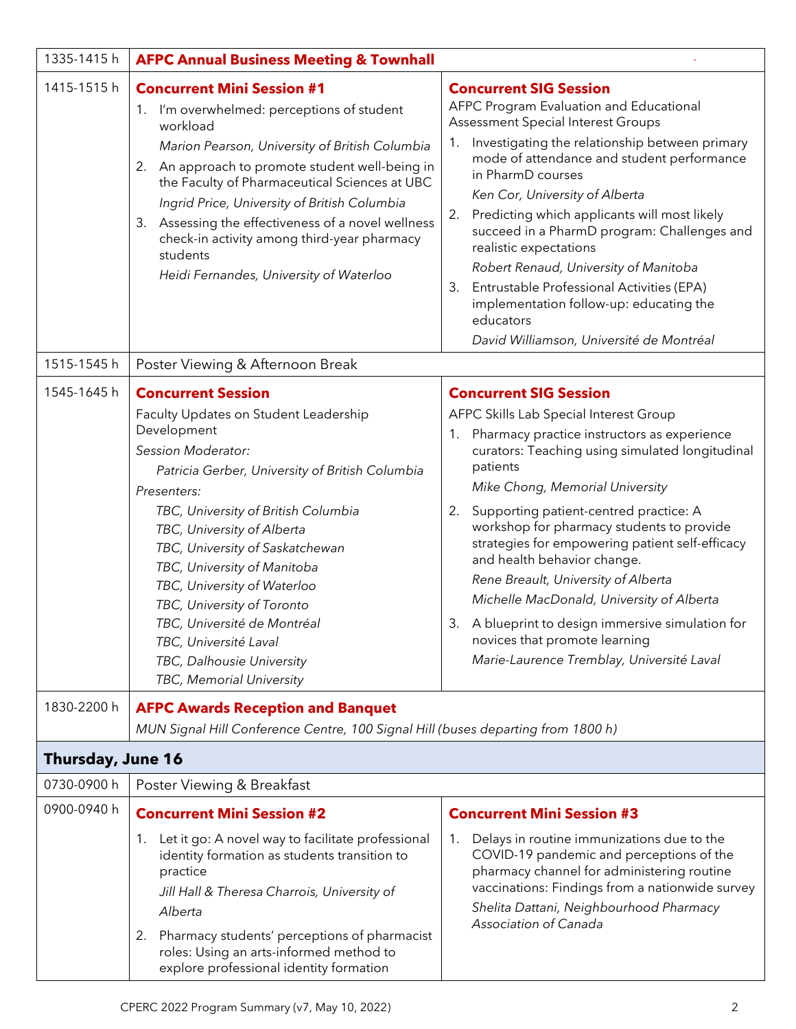| | | |
|---|---|---|
| 1335-1415 h | **AFPC Annual Business Meeting & Townhall** | |
| 1415-1515 h | **Concurrent Mini Session #1**<br>1. I'm overwhelmed: perceptions of student workload<br>*Marion Pearson, University of British Columbia*<br>2. An approach to promote student well-being in the Faculty of Pharmaceutical Sciences at UBC<br>*Ingrid Price, University of British Columbia*<br>3. Assessing the effectiveness of a novel wellness check-in activity among third-year pharmacy students<br>*Heidi Fernandes, University of Waterloo* | **Concurrent SIG Session**<br>AFPC Program Evaluation and Educational Assessment Special Interest Groups<br>1. Investigating the relationship between primary mode of attendance and student performance in PharmD courses<br>*Ken Cor, University of Alberta*<br>2. Predicting which applicants will most likely succeed in a PharmD program: Challenges and realistic expectations<br>*Robert Renaud, University of Manitoba*<br>3. Entrustable Professional Activities (EPA) implementation follow-up: educating the educators<br>*David Williamson, Université de Montréal* |
| 1515-1545 h | Poster Viewing & Afternoon Break | |
| 1545-1645 h | **Concurrent Session**<br>Faculty Updates on Student Leadership Development<br>*Session Moderator:*<br>*Patricia Gerber, University of British Columbia*<br>*Presenters:*<br>*TBC, University of British Columbia*<br>*TBC, University of Alberta*<br>*TBC, University of Saskatchewan*<br>*TBC, University of Manitoba*<br>*TBC, University of Waterloo*<br>*TBC, University of Toronto*<br>*TBC, Université de Montréal*<br>*TBC, Université Laval*<br>*TBC, Dalhousie University*<br>*TBC, Memorial University* | **Concurrent SIG Session**<br>AFPC Skills Lab Special Interest Group<br>1. Pharmacy practice instructors as experience curators: Teaching using simulated longitudinal patients<br>*Mike Chong, Memorial University*<br>2. Supporting patient-centred practice: A workshop for pharmacy students to provide strategies for empowering patient self-efficacy and health behavior change.<br>*Rene Breault, University of Alberta*<br>*Michelle MacDonald, University of Alberta*<br>3. A blueprint to design immersive simulation for novices that promote learning<br>*Marie-Laurence Tremblay, Université Laval* |
| 1830-2200 h | **AFPC Awards Reception and Banquet**<br>*MUN Signal Hill Conference Centre, 100 Signal Hill (buses departing from 1800 h)* | |
| **Thursday, June 16** | | |
| 0730-0900 h | Poster Viewing & Breakfast | |
| 0900-0940 h | **Concurrent Mini Session #2**<br>1. Let it go: A novel way to facilitate professional identity formation as students transition to practice<br>*Jill Hall & Theresa Charrois, University of Alberta*<br>2. Pharmacy students' perceptions of pharmacist roles: Using an arts-informed method to explore professional identity formation | **Concurrent Mini Session #3**<br>1. Delays in routine immunizations due to the COVID-19 pandemic and perceptions of the pharmacy channel for administering routine vaccinations: Findings from a nationwide survey<br>*Shelita Dattani, Neighbourhood Pharmacy Association of Canada* |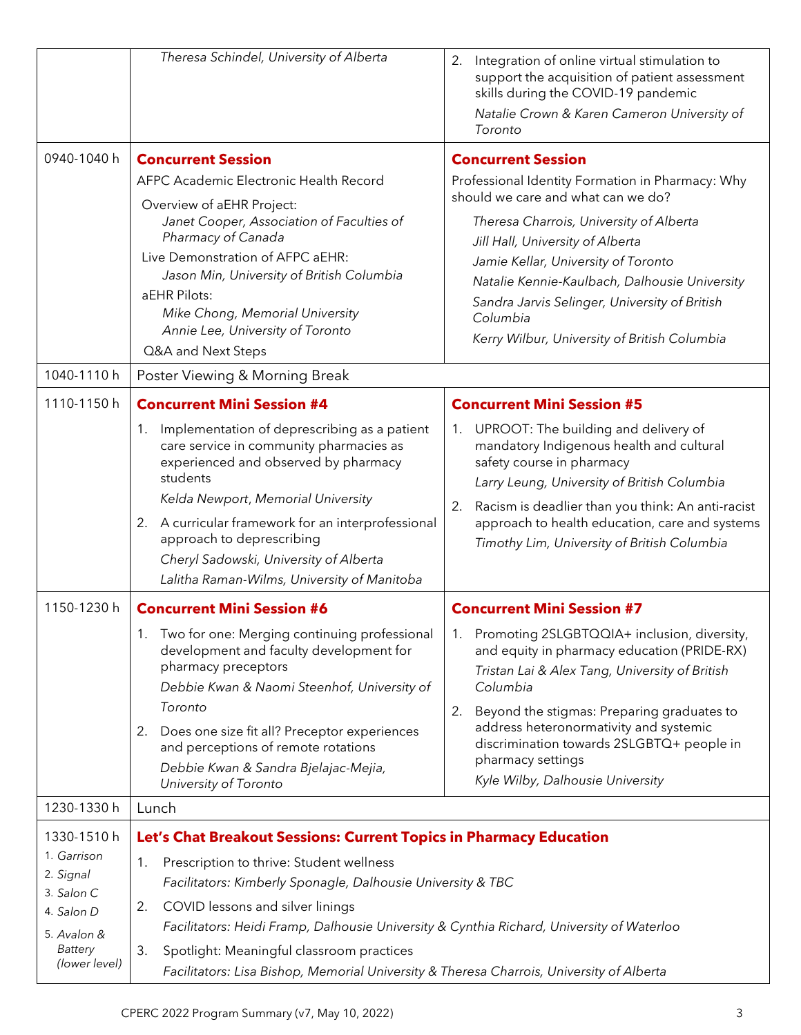| | | |
|---|---|---|
| | *Theresa Schindel, University of Alberta* | 2. Integration of online virtual stimulation to support the acquisition of patient assessment skills during the COVID-19 pandemic<br>*Natalie Crown & Karen Cameron University of Toronto* |
| 0940-1040 h | **Concurrent Session**<br>AFPC Academic Electronic Health Record<br>Overview of aEHR Project:<br>*Janet Cooper, Association of Faculties of Pharmacy of Canada*<br>Live Demonstration of AFPC aEHR:<br>*Jason Min, University of British Columbia*<br>aEHR Pilots:<br>*Mike Chong, Memorial University*<br>*Annie Lee, University of Toronto*<br>Q&A and Next Steps | **Concurrent Session**<br>Professional Identity Formation in Pharmacy: Why should we care and what can we do?<br>*Theresa Charrois, University of Alberta*<br>*Jill Hall, University of Alberta*<br>*Jamie Kellar, University of Toronto*<br>*Natalie Kennie-Kaulbach, Dalhousie University*<br>*Sandra Jarvis Selinger, University of British Columbia*<br>*Kerry Wilbur, University of British Columbia* |
| 1040-1110 h | Poster Viewing & Morning Break | |
| 1110-1150 h | **Concurrent Mini Session #4**<br>1. Implementation of deprescribing as a patient care service in community pharmacies as experienced and observed by pharmacy students<br>*Kelda Newport, Memorial University*<br>2. A curricular framework for an interprofessional approach to deprescribing<br>*Cheryl Sadowski, University of Alberta*<br>*Lalitha Raman-Wilms, University of Manitoba* | **Concurrent Mini Session #5**<br>1. UPROOT: The building and delivery of mandatory Indigenous health and cultural safety course in pharmacy<br>*Larry Leung, University of British Columbia*<br>2. Racism is deadlier than you think: An anti-racist approach to health education, care and systems<br>*Timothy Lim, University of British Columbia* |
| 1150-1230 h | **Concurrent Mini Session #6**<br>1. Two for one: Merging continuing professional development and faculty development for pharmacy preceptors<br>*Debbie Kwan & Naomi Steenhof, University of Toronto*<br>2. Does one size fit all? Preceptor experiences and perceptions of remote rotations<br>*Debbie Kwan & Sandra Bjelajac-Mejia, University of Toronto* | **Concurrent Mini Session #7**<br>1. Promoting 2SLGBTQQIA+ inclusion, diversity, and equity in pharmacy education (PRIDE-RX)<br>*Tristan Lai & Alex Tang, University of British Columbia*<br>2. Beyond the stigmas: Preparing graduates to address heteronormativity and systemic discrimination towards 2SLGBTQ+ people in pharmacy settings<br>*Kyle Wilby, Dalhousie University* |
| 1230-1330 h | Lunch | |
| 1330-1510 h<br>1. *Garrison*<br>2. *Signal*<br>3. *Salon C*<br>4. *Salon D*<br>5. *Avalon & Battery (lower level)* | **Let's Chat Breakout Sessions: Current Topics in Pharmacy Education**<br>1. Prescription to thrive: Student wellness<br>*Facilitators: Kimberly Sponagle, Dalhousie University & TBC*<br>2. COVID lessons and silver linings<br>*Facilitators: Heidi Framp, Dalhousie University & Cynthia Richard, University of Waterloo*<br>3. Spotlight: Meaningful classroom practices<br>*Facilitators: Lisa Bishop, Memorial University & Theresa Charrois, University of Alberta* | |

CPERC 2022 Program Summary (v7, May 10, 2022)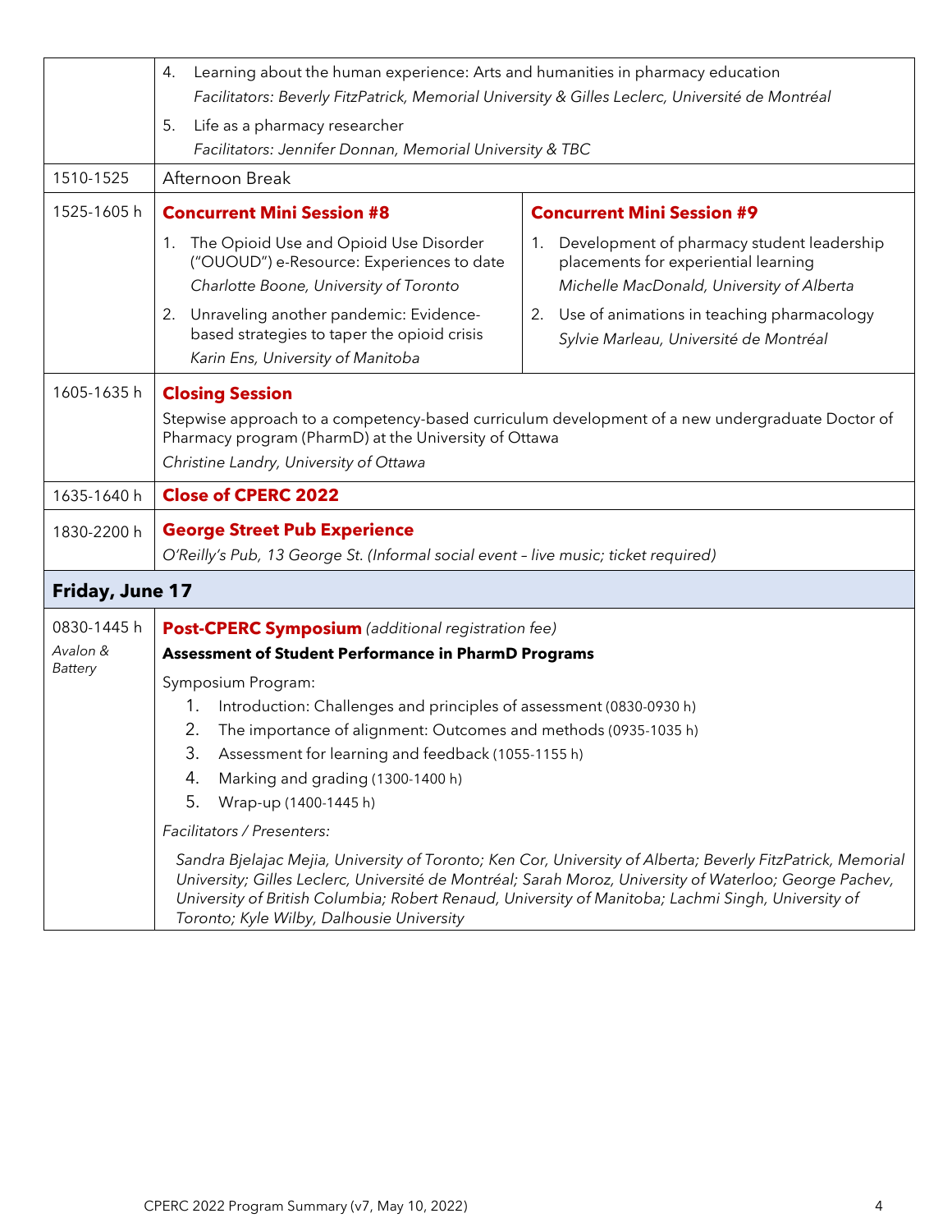| | | |
|---|---|---|
| | 4. Learning about the human experience: Arts and humanities in pharmacy education<br>*Facilitators: Beverly FitzPatrick, Memorial University & Gilles Leclerc, Université de Montréal*<br>5. Life as a pharmacy researcher<br>*Facilitators: Jennifer Donnan, Memorial University & TBC* | |
| 1510-1525 | Afternoon Break | |
| 1525-1605 h | **Concurrent Mini Session #8**<br>1. The Opioid Use and Opioid Use Disorder ("OUOUD") e-Resource: Experiences to date<br>*Charlotte Boone, University of Toronto*<br>2. Unraveling another pandemic: Evidence-based strategies to taper the opioid crisis<br>*Karin Ens, University of Manitoba* | **Concurrent Mini Session #9**<br>1. Development of pharmacy student leadership placements for experiential learning<br>*Michelle MacDonald, University of Alberta*<br>2. Use of animations in teaching pharmacology<br>*Sylvie Marleau, Université de Montréal* |
| 1605-1635 h | **Closing Session**<br>Stepwise approach to a competency-based curriculum development of a new undergraduate Doctor of Pharmacy program (PharmD) at the University of Ottawa<br>*Christine Landry, University of Ottawa* | |
| 1635-1640 h | **Close of CPERC 2022** | |
| 1830-2200 h | **George Street Pub Experience**<br>*O'Reilly's Pub, 13 George St. (Informal social event – live music; ticket required)* | |

## Friday, June 17

| | |
|---|---|
| 0830-1445 h<br>*Avalon & Battery* | **Post-CPERC Symposium** *(additional registration fee)*<br>**Assessment of Student Performance in PharmD Programs**<br>Symposium Program:<br>1. Introduction: Challenges and principles of assessment (0830-0930 h)<br>2. The importance of alignment: Outcomes and methods (0935-1035 h)<br>3. Assessment for learning and feedback (1055-1155 h)<br>4. Marking and grading (1300-1400 h)<br>5. Wrap-up (1400-1445 h)<br>*Facilitators / Presenters:*<br>*Sandra Bjelajac Mejia, University of Toronto; Ken Cor, University of Alberta; Beverly FitzPatrick, Memorial University; Gilles Leclerc, Université de Montréal; Sarah Moroz, University of Waterloo; George Pachev, University of British Columbia; Robert Renaud, University of Manitoba; Lachmi Singh, University of Toronto; Kyle Wilby, Dalhousie University* |

CPERC 2022 Program Summary (v7, May 10, 2022)